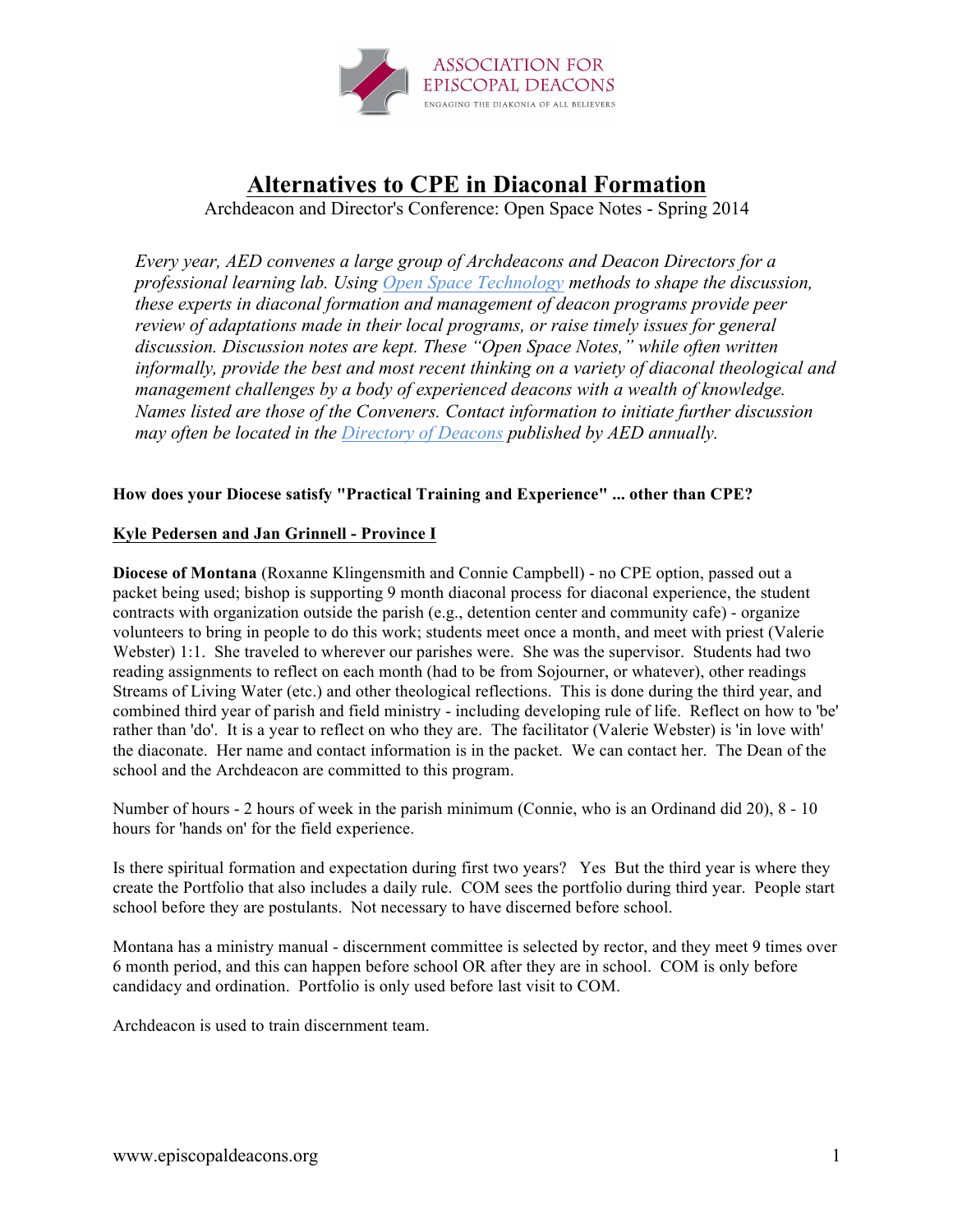# Alternatives to CPE in Diaconal Formation

Archdeacon and Director's Conference: Open Space Notes - Spring 2014

*Every year, AED convenes a large group of Archdeacons and Deacon Directors for a professional learning lab. Using Open Space Technology methods to shape the discussion, these experts in diaconal formation and management of deacon programs provide peer review of adaptations made in their local programs, or raise timely issues for general discussion. Discussion notes are kept. These "Open Space Notes," while often written informally, provide the best and most recent thinking on a variety of diaconal theological and management challenges by a body of experienced deacons with a wealth of knowledge. Names listed are those of the Conveners. Contact information to initiate further discussion may often be located in the Directory of Deacons published by AED annually.*

**How does your Diocese satisfy "Practical Training and Experience" ... other than CPE?**

**Kyle Pedersen and Jan Grinnell - Province I**

**Diocese of Montana** (Roxanne Klingensmith and Connie Campbell) - no CPE option, passed out a packet being used; bishop is supporting 9 month diaconal process for diaconal experience, the student contracts with organization outside the parish (e.g., detention center and community cafe) - organize volunteers to bring in people to do this work; students meet once a month, and meet with priest (Valerie Webster) 1:1. She traveled to wherever our parishes were. She was the supervisor. Students had two reading assignments to reflect on each month (had to be from Sojourner, or whatever), other readings Streams of Living Water (etc.) and other theological reflections. This is done during the third year, and combined third year of parish and field ministry - including developing rule of life. Reflect on how to 'be' rather than 'do'. It is a year to reflect on who they are. The facilitator (Valerie Webster) is 'in love with' the diaconate. Her name and contact information is in the packet. We can contact her. The Dean of the school and the Archdeacon are committed to this program.

Number of hours - 2 hours of week in the parish minimum (Connie, who is an Ordinand did 20), 8 - 10 hours for 'hands on' for the field experience.

Is there spiritual formation and expectation during first two years? Yes But the third year is where they create the Portfolio that also includes a daily rule. COM sees the portfolio during third year. People start school before they are postulants. Not necessary to have discerned before school.

Montana has a ministry manual - discernment committee is selected by rector, and they meet 9 times over 6 month period, and this can happen before school OR after they are in school. COM is only before candidacy and ordination. Portfolio is only used before last visit to COM.

Archdeacon is used to train discernment team.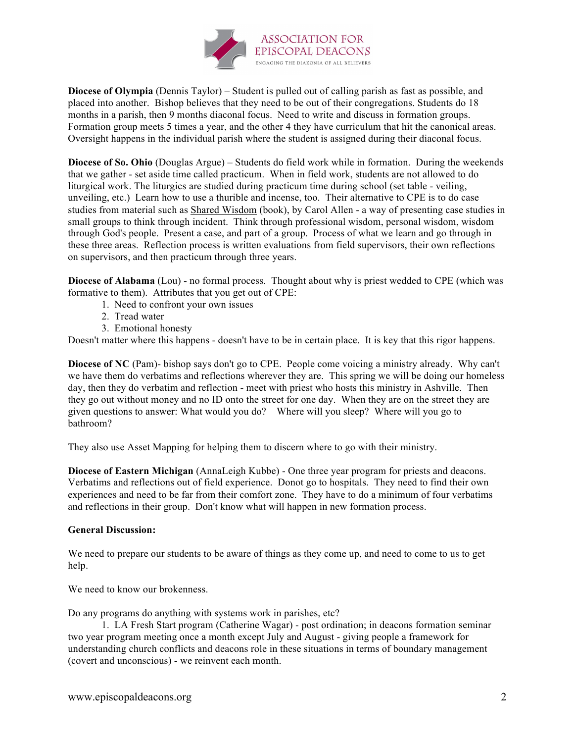**Diocese of Olympia** (Dennis Taylor) – Student is pulled out of calling parish as fast as possible, and placed into another. Bishop believes that they need to be out of their congregations. Students do 18 months in a parish, then 9 months diaconal focus. Need to write and discuss in formation groups. Formation group meets 5 times a year, and the other 4 they have curriculum that hit the canonical areas. Oversight happens in the individual parish where the student is assigned during their diaconal focus.

**Diocese of So. Ohio** (Douglas Argue) – Students do field work while in formation. During the weekends that we gather - set aside time called practicum. When in field work, students are not allowed to do liturgical work. The liturgics are studied during practicum time during school (set table - veiling, unveiling, etc.) Learn how to use a thurible and incense, too. Their alternative to CPE is to do case studies from material such as Shared Wisdom (book), by Carol Allen - a way of presenting case studies in small groups to think through incident. Think through professional wisdom, personal wisdom, wisdom through God's people. Present a case, and part of a group. Process of what we learn and go through in these three areas. Reflection process is written evaluations from field supervisors, their own reflections on supervisors, and then practicum through three years.

**Diocese of Alabama** (Lou) - no formal process. Thought about why is priest wedded to CPE (which was formative to them). Attributes that you get out of CPE:

1. Need to confront your own issues
2. Tread water
3. Emotional honesty

Doesn't matter where this happens - doesn't have to be in certain place. It is key that this rigor happens.

**Diocese of NC** (Pam)- bishop says don't go to CPE. People come voicing a ministry already. Why can't we have them do verbatims and reflections wherever they are. This spring we will be doing our homeless day, then they do verbatim and reflection - meet with priest who hosts this ministry in Ashville. Then they go out without money and no ID onto the street for one day. When they are on the street they are given questions to answer: What would you do? Where will you sleep? Where will you go to bathroom?

They also use Asset Mapping for helping them to discern where to go with their ministry.

**Diocese of Eastern Michigan** (AnnaLeigh Kubbe) - One three year program for priests and deacons. Verbatims and reflections out of field experience. Donot go to hospitals. They need to find their own experiences and need to be far from their comfort zone. They have to do a minimum of four verbatims and reflections in their group. Don't know what will happen in new formation process.

**General Discussion:**

We need to prepare our students to be aware of things as they come up, and need to come to us to get help.

We need to know our brokenness.

Do any programs do anything with systems work in parishes, etc?

1. LA Fresh Start program (Catherine Wagar) - post ordination; in deacons formation seminar two year program meeting once a month except July and August - giving people a framework for understanding church conflicts and deacons role in these situations in terms of boundary management (covert and unconscious) - we reinvent each month.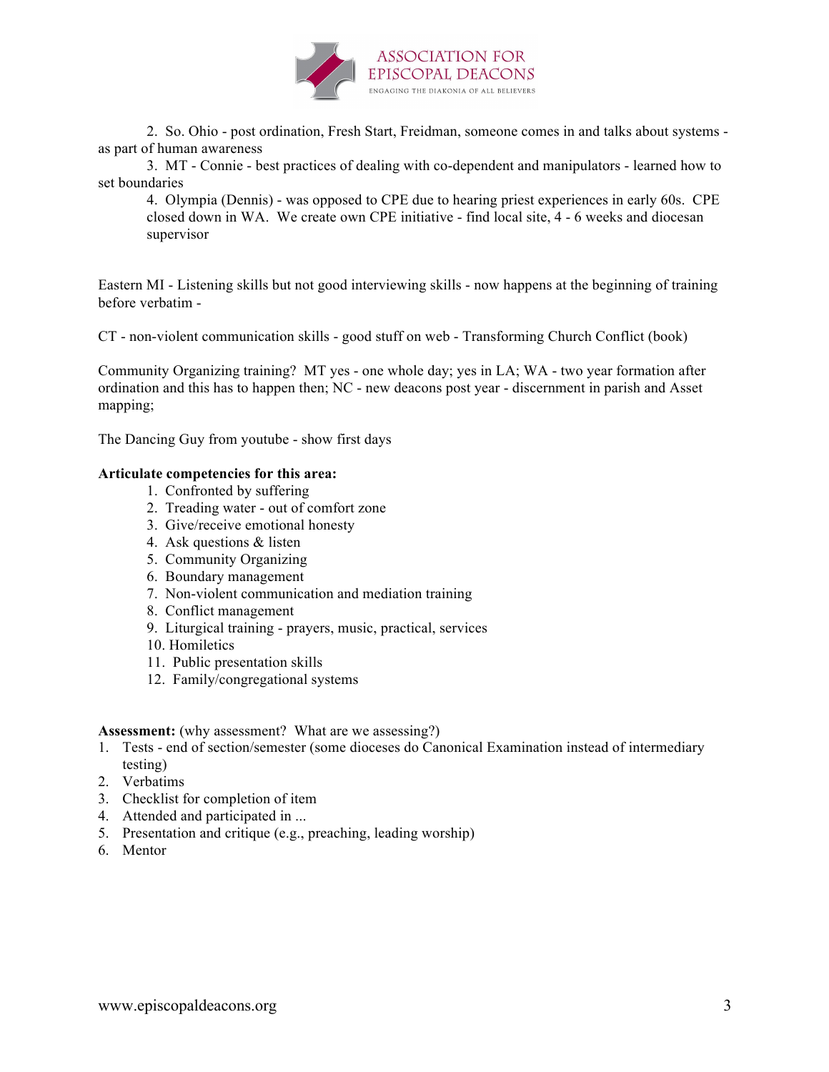2. So. Ohio - post ordination, Fresh Start, Freidman, someone comes in and talks about systems - as part of human awareness

3. MT - Connie - best practices of dealing with co-dependent and manipulators - learned how to set boundaries

4. Olympia (Dennis) - was opposed to CPE due to hearing priest experiences in early 60s. CPE closed down in WA. We create own CPE initiative - find local site, 4 - 6 weeks and diocesan supervisor

Eastern MI - Listening skills but not good interviewing skills - now happens at the beginning of training before verbatim -

CT - non-violent communication skills - good stuff on web - Transforming Church Conflict (book)

Community Organizing training? MT yes - one whole day; yes in LA; WA - two year formation after ordination and this has to happen then; NC - new deacons post year - discernment in parish and Asset mapping;

The Dancing Guy from youtube - show first days

**Articulate competencies for this area:**

1. Confronted by suffering
2. Treading water - out of comfort zone
3. Give/receive emotional honesty
4. Ask questions & listen
5. Community Organizing
6. Boundary management
7. Non-violent communication and mediation training
8. Conflict management
9. Liturgical training - prayers, music, practical, services
10. Homiletics
11. Public presentation skills
12. Family/congregational systems

**Assessment:** (why assessment? What are we assessing?)

1. Tests - end of section/semester (some dioceses do Canonical Examination instead of intermediary testing)
2. Verbatims
3. Checklist for completion of item
4. Attended and participated in ...
5. Presentation and critique (e.g., preaching, leading worship)
6. Mentor